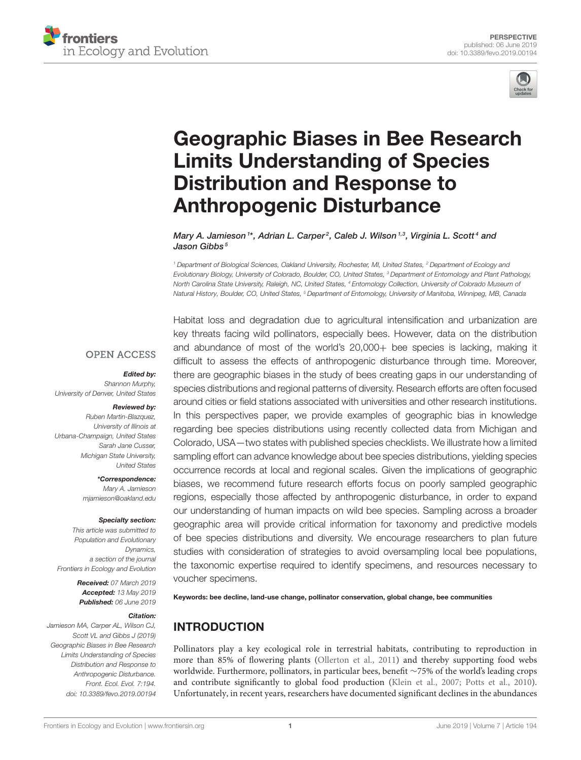PERSPECTIVE
published: 06 June 2019
doi: 10.3389/fevo.2019.00194

# Geographic Biases in Bee Research Limits Understanding of Species Distribution and Response to Anthropogenic Disturbance

*Mary A. Jamieson[1]\*, Adrian L. Carper[2], Caleb J. Wilson[1,3], Virginia L. Scott[4] and Jason Gibbs[5]*

[1] Department of Biological Sciences, Oakland University, Rochester, MI, United States, [2] Department of Ecology and Evolutionary Biology, University of Colorado, Boulder, CO, United States, [3] Department of Entomology and Plant Pathology, North Carolina State University, Raleigh, NC, United States, [4] Entomology Collection, University of Colorado Museum of Natural History, Boulder, CO, United States, [5] Department of Entomology, University of Manitoba, Winnipeg, MB, Canada

OPEN ACCESS

***Edited by:***
Shannon Murphy,
University of Denver, United States

***Reviewed by:***
Ruben Martin-Blazquez,
University of Illinois at Urbana-Champaign, United States
Sarah Jane Cusser,
Michigan State University, United States

***\*Correspondence:***
Mary A. Jamieson
mjamieson@oakland.edu

***Specialty section:***
This article was submitted to Population and Evolutionary Dynamics, a section of the journal Frontiers in Ecology and Evolution

**Received:** 07 March 2019
**Accepted:** 13 May 2019
**Published:** 06 June 2019

***Citation:***
Jamieson MA, Carper AL, Wilson CJ, Scott VL and Gibbs J (2019) Geographic Biases in Bee Research Limits Understanding of Species Distribution and Response to Anthropogenic Disturbance. Front. Ecol. Evol. 7:194. doi: 10.3389/fevo.2019.00194

Habitat loss and degradation due to agricultural intensification and urbanization are key threats facing wild pollinators, especially bees. However, data on the distribution and abundance of most of the world's 20,000+ bee species is lacking, making it difficult to assess the effects of anthropogenic disturbance through time. Moreover, there are geographic biases in the study of bees creating gaps in our understanding of species distributions and regional patterns of diversity. Research efforts are often focused around cities or field stations associated with universities and other research institutions. In this perspectives paper, we provide examples of geographic bias in knowledge regarding bee species distributions using recently collected data from Michigan and Colorado, USA—two states with published species checklists. We illustrate how a limited sampling effort can advance knowledge about bee species distributions, yielding species occurrence records at local and regional scales. Given the implications of geographic biases, we recommend future research efforts focus on poorly sampled geographic regions, especially those affected by anthropogenic disturbance, in order to expand our understanding of human impacts on wild bee species. Sampling across a broader geographic area will provide critical information for taxonomy and predictive models of bee species distributions and diversity. We encourage researchers to plan future studies with consideration of strategies to avoid oversampling local bee populations, the taxonomic expertise required to identify specimens, and resources necessary to voucher specimens.

**Keywords: bee decline, land-use change, pollinator conservation, global change, bee communities**

## INTRODUCTION

Pollinators play a key ecological role in terrestrial habitats, contributing to reproduction in more than 85% of flowering plants (Ollerton et al., 2011) and thereby supporting food webs worldwide. Furthermore, pollinators, in particular bees, benefit ~75% of the world's leading crops and contribute significantly to global food production (Klein et al., 2007; Potts et al., 2010). Unfortunately, in recent years, researchers have documented significant declines in the abundances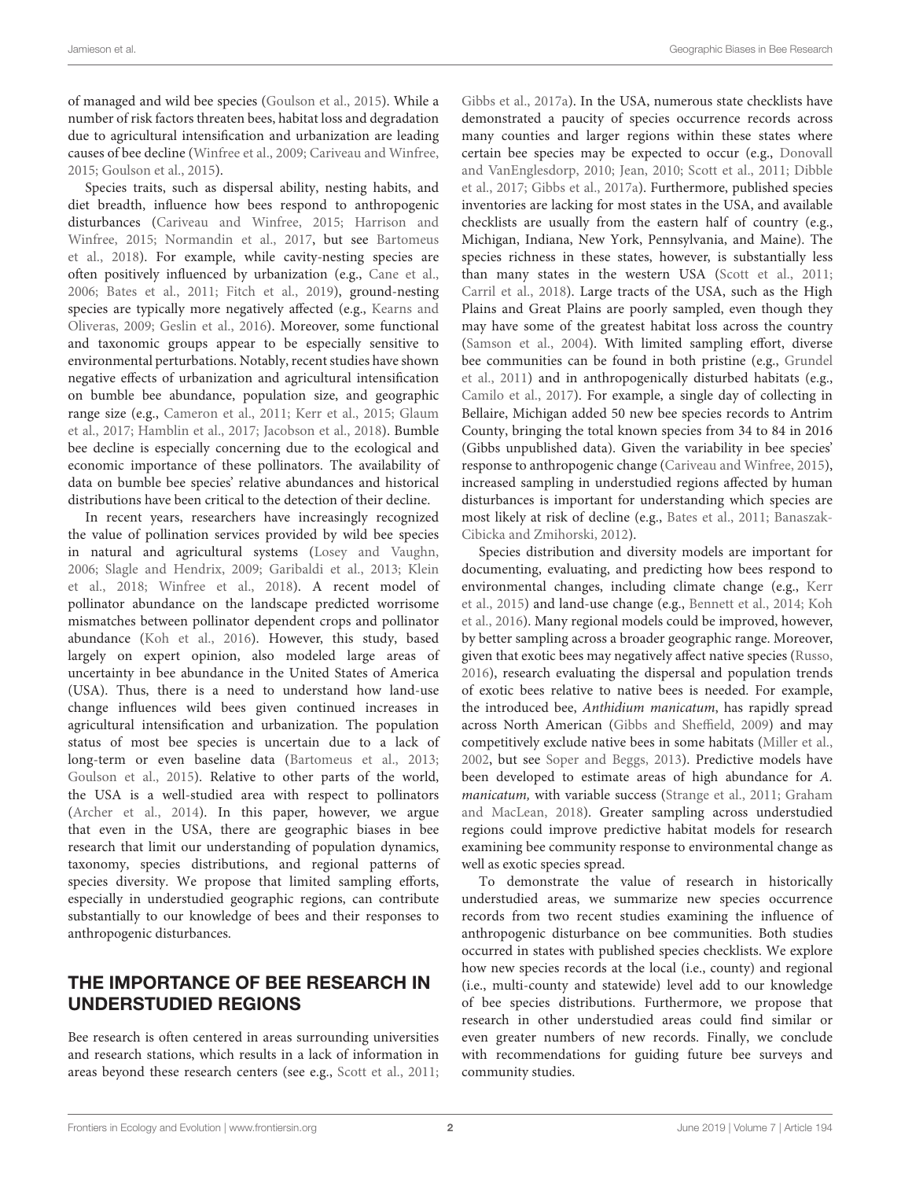of managed and wild bee species (Goulson et al., 2015). While a number of risk factors threaten bees, habitat loss and degradation due to agricultural intensification and urbanization are leading causes of bee decline (Winfree et al., 2009; Cariveau and Winfree, 2015; Goulson et al., 2015).

Species traits, such as dispersal ability, nesting habits, and diet breadth, influence how bees respond to anthropogenic disturbances (Cariveau and Winfree, 2015; Harrison and Winfree, 2015; Normandin et al., 2017, but see Bartomeus et al., 2018). For example, while cavity-nesting species are often positively influenced by urbanization (e.g., Cane et al., 2006; Bates et al., 2011; Fitch et al., 2019), ground-nesting species are typically more negatively affected (e.g., Kearns and Oliveras, 2009; Geslin et al., 2016). Moreover, some functional and taxonomic groups appear to be especially sensitive to environmental perturbations. Notably, recent studies have shown negative effects of urbanization and agricultural intensification on bumble bee abundance, population size, and geographic range size (e.g., Cameron et al., 2011; Kerr et al., 2015; Glaum et al., 2017; Hamblin et al., 2017; Jacobson et al., 2018). Bumble bee decline is especially concerning due to the ecological and economic importance of these pollinators. The availability of data on bumble bee species' relative abundances and historical distributions have been critical to the detection of their decline.

In recent years, researchers have increasingly recognized the value of pollination services provided by wild bee species in natural and agricultural systems (Losey and Vaughn, 2006; Slagle and Hendrix, 2009; Garibaldi et al., 2013; Klein et al., 2018; Winfree et al., 2018). A recent model of pollinator abundance on the landscape predicted worrisome mismatches between pollinator dependent crops and pollinator abundance (Koh et al., 2016). However, this study, based largely on expert opinion, also modeled large areas of uncertainty in bee abundance in the United States of America (USA). Thus, there is a need to understand how land-use change influences wild bees given continued increases in agricultural intensification and urbanization. The population status of most bee species is uncertain due to a lack of long-term or even baseline data (Bartomeus et al., 2013; Goulson et al., 2015). Relative to other parts of the world, the USA is a well-studied area with respect to pollinators (Archer et al., 2014). In this paper, however, we argue that even in the USA, there are geographic biases in bee research that limit our understanding of population dynamics, taxonomy, species distributions, and regional patterns of species diversity. We propose that limited sampling efforts, especially in understudied geographic regions, can contribute substantially to our knowledge of bees and their responses to anthropogenic disturbances.

## THE IMPORTANCE OF BEE RESEARCH IN UNDERSTUDIED REGIONS

Bee research is often centered in areas surrounding universities and research stations, which results in a lack of information in areas beyond these research centers (see e.g., Scott et al., 2011; Gibbs et al., 2017a). In the USA, numerous state checklists have demonstrated a paucity of species occurrence records across many counties and larger regions within these states where certain bee species may be expected to occur (e.g., Donovall and VanEnglesdorp, 2010; Jean, 2010; Scott et al., 2011; Dibble et al., 2017; Gibbs et al., 2017a). Furthermore, published species inventories are lacking for most states in the USA, and available checklists are usually from the eastern half of country (e.g., Michigan, Indiana, New York, Pennsylvania, and Maine). The species richness in these states, however, is substantially less than many states in the western USA (Scott et al., 2011; Carril et al., 2018). Large tracts of the USA, such as the High Plains and Great Plains are poorly sampled, even though they may have some of the greatest habitat loss across the country (Samson et al., 2004). With limited sampling effort, diverse bee communities can be found in both pristine (e.g., Grundel et al., 2011) and in anthropogenically disturbed habitats (e.g., Camilo et al., 2017). For example, a single day of collecting in Bellaire, Michigan added 50 new bee species records to Antrim County, bringing the total known species from 34 to 84 in 2016 (Gibbs unpublished data). Given the variability in bee species' response to anthropogenic change (Cariveau and Winfree, 2015), increased sampling in understudied regions affected by human disturbances is important for understanding which species are most likely at risk of decline (e.g., Bates et al., 2011; Banaszak-Cibicka and Zmihorski, 2012).

Species distribution and diversity models are important for documenting, evaluating, and predicting how bees respond to environmental changes, including climate change (e.g., Kerr et al., 2015) and land-use change (e.g., Bennett et al., 2014; Koh et al., 2016). Many regional models could be improved, however, by better sampling across a broader geographic range. Moreover, given that exotic bees may negatively affect native species (Russo, 2016), research evaluating the dispersal and population trends of exotic bees relative to native bees is needed. For example, the introduced bee, *Anthidium manicatum*, has rapidly spread across North American (Gibbs and Sheffield, 2009) and may competitively exclude native bees in some habitats (Miller et al., 2002, but see Soper and Beggs, 2013). Predictive models have been developed to estimate areas of high abundance for *A. manicatum,* with variable success (Strange et al., 2011; Graham and MacLean, 2018). Greater sampling across understudied regions could improve predictive habitat models for research examining bee community response to environmental change as well as exotic species spread.

To demonstrate the value of research in historically understudied areas, we summarize new species occurrence records from two recent studies examining the influence of anthropogenic disturbance on bee communities. Both studies occurred in states with published species checklists. We explore how new species records at the local (i.e., county) and regional (i.e., multi-county and statewide) level add to our knowledge of bee species distributions. Furthermore, we propose that research in other understudied areas could find similar or even greater numbers of new records. Finally, we conclude with recommendations for guiding future bee surveys and community studies.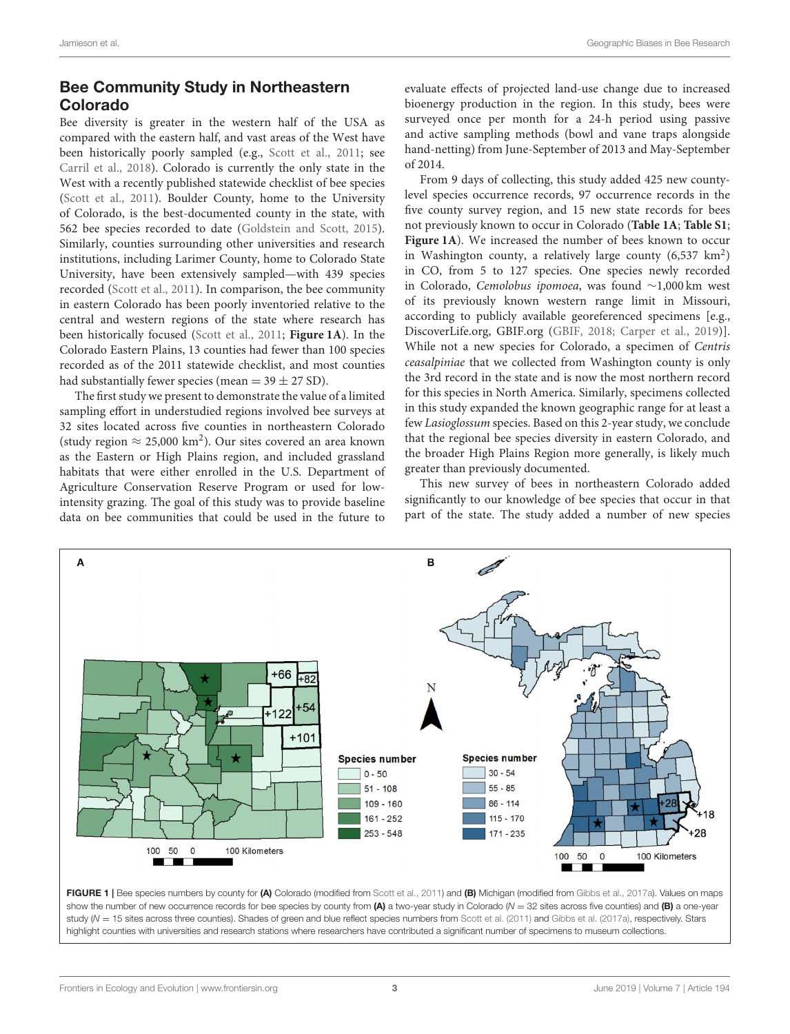## Bee Community Study in Northeastern Colorado

Bee diversity is greater in the western half of the USA as compared with the eastern half, and vast areas of the West have been historically poorly sampled (e.g., Scott et al., 2011; see Carril et al., 2018). Colorado is currently the only state in the West with a recently published statewide checklist of bee species (Scott et al., 2011). Boulder County, home to the University of Colorado, is the best-documented county in the state, with 562 bee species recorded to date (Goldstein and Scott, 2015). Similarly, counties surrounding other universities and research institutions, including Larimer County, home to Colorado State University, have been extensively sampled—with 439 species recorded (Scott et al., 2011). In comparison, the bee community in eastern Colorado has been poorly inventoried relative to the central and western regions of the state where research has been historically focused (Scott et al., 2011; **Figure 1A**). In the Colorado Eastern Plains, 13 counties had fewer than 100 species recorded as of the 2011 statewide checklist, and most counties had substantially fewer species (mean = 39 ± 27 SD).

The first study we present to demonstrate the value of a limited sampling effort in understudied regions involved bee surveys at 32 sites located across five counties in northeastern Colorado (study region ≈ 25,000 km$^2$). Our sites covered an area known as the Eastern or High Plains region, and included grassland habitats that were either enrolled in the U.S. Department of Agriculture Conservation Reserve Program or used for low-intensity grazing. The goal of this study was to provide baseline data on bee communities that could be used in the future to evaluate effects of projected land-use change due to increased bioenergy production in the region. In this study, bees were surveyed once per month for a 24-h period using passive and active sampling methods (bowl and vane traps alongside hand-netting) from June-September of 2013 and May-September of 2014.

From 9 days of collecting, this study added 425 new county-level species occurrence records, 97 occurrence records in the five county survey region, and 15 new state records for bees not previously known to occur in Colorado (**Table 1A**; **Table S1**; **Figure 1A**). We increased the number of bees known to occur in Washington county, a relatively large county (6,537 km$^2$) in CO, from 5 to 127 species. One species newly recorded in Colorado, *Cemolobus ipomoea*, was found ~1,000 km west of its previously known western range limit in Missouri, according to publicly available georeferenced specimens [e.g., DiscoverLife.org, GBIF.org (GBIF, 2018; Carper et al., 2019)]. While not a new species for Colorado, a specimen of *Centris ceasalpiniae* that we collected from Washington county is only the 3rd record in the state and is now the most northern record for this species in North America. Similarly, specimens collected in this study expanded the known geographic range for at least a few *Lasioglossum* species. Based on this 2-year study, we conclude that the regional bee species diversity in eastern Colorado, and the broader High Plains Region more generally, is likely much greater than previously documented.

This new survey of bees in northeastern Colorado added significantly to our knowledge of bee species that occur in that part of the state. The study added a number of new species

**FIGURE 1 |** Bee species numbers by county for **(A)** Colorado (modified from Scott et al., 2011) and **(B)** Michigan (modified from Gibbs et al., 2017a). Values on maps show the number of new occurrence records for bee species by county from **(A)** a two-year study in Colorado (*N* = 32 sites across five counties) and **(B)** a one-year study (*N* = 15 sites across three counties). Shades of green and blue reflect species numbers from Scott et al. (2011) and Gibbs et al. (2017a), respectively. Stars highlight counties with universities and research stations where researchers have contributed a significant number of specimens to museum collections.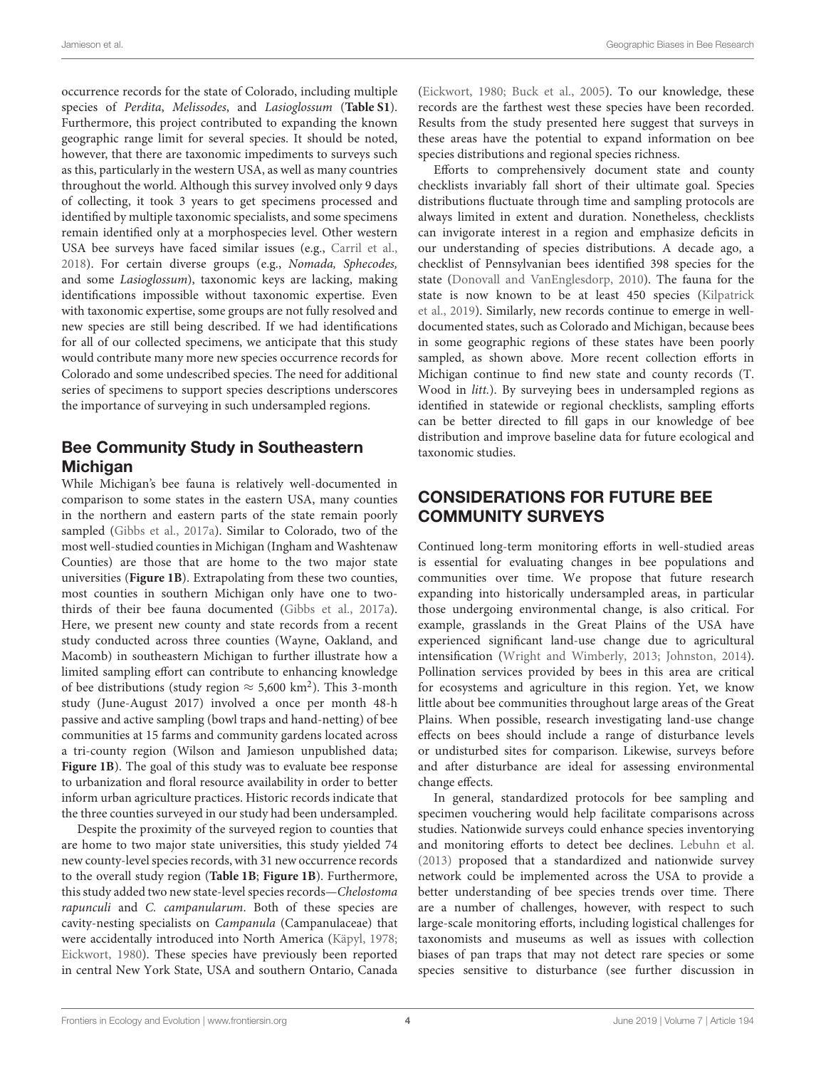occurrence records for the state of Colorado, including multiple species of *Perdita*, *Melissodes*, and *Lasioglossum* (**Table S1**). Furthermore, this project contributed to expanding the known geographic range limit for several species. It should be noted, however, that there are taxonomic impediments to surveys such as this, particularly in the western USA, as well as many countries throughout the world. Although this survey involved only 9 days of collecting, it took 3 years to get specimens processed and identified by multiple taxonomic specialists, and some specimens remain identified only at a morphospecies level. Other western USA bee surveys have faced similar issues (e.g., Carril et al., 2018). For certain diverse groups (e.g., *Nomada, Sphecodes,* and some *Lasioglossum*), taxonomic keys are lacking, making identifications impossible without taxonomic expertise. Even with taxonomic expertise, some groups are not fully resolved and new species are still being described. If we had identifications for all of our collected specimens, we anticipate that this study would contribute many more new species occurrence records for Colorado and some undescribed species. The need for additional series of specimens to support species descriptions underscores the importance of surveying in such undersampled regions.

## Bee Community Study in Southeastern Michigan

While Michigan's bee fauna is relatively well-documented in comparison to some states in the eastern USA, many counties in the northern and eastern parts of the state remain poorly sampled (Gibbs et al., 2017a). Similar to Colorado, two of the most well-studied counties in Michigan (Ingham and Washtenaw Counties) are those that are home to the two major state universities (**Figure 1B**). Extrapolating from these two counties, most counties in southern Michigan only have one to two-thirds of their bee fauna documented (Gibbs et al., 2017a). Here, we present new county and state records from a recent study conducted across three counties (Wayne, Oakland, and Macomb) in southeastern Michigan to further illustrate how a limited sampling effort can contribute to enhancing knowledge of bee distributions (study region $\approx$ 5,600 km$^2$). This 3-month study (June-August 2017) involved a once per month 48-h passive and active sampling (bowl traps and hand-netting) of bee communities at 15 farms and community gardens located across a tri-county region (Wilson and Jamieson unpublished data; **Figure 1B**). The goal of this study was to evaluate bee response to urbanization and floral resource availability in order to better inform urban agriculture practices. Historic records indicate that the three counties surveyed in our study had been undersampled.

Despite the proximity of the surveyed region to counties that are home to two major state universities, this study yielded 74 new county-level species records, with 31 new occurrence records to the overall study region (**Table 1B**; **Figure 1B**). Furthermore, this study added two new state-level species records—*Chelostoma rapunculi* and *C. campanularum*. Both of these species are cavity-nesting specialists on *Campanula* (Campanulaceae) that were accidentally introduced into North America (Käpyl, 1978; Eickwort, 1980). These species have previously been reported in central New York State, USA and southern Ontario, Canada (Eickwort, 1980; Buck et al., 2005). To our knowledge, these records are the farthest west these species have been recorded. Results from the study presented here suggest that surveys in these areas have the potential to expand information on bee species distributions and regional species richness.

Efforts to comprehensively document state and county checklists invariably fall short of their ultimate goal. Species distributions fluctuate through time and sampling protocols are always limited in extent and duration. Nonetheless, checklists can invigorate interest in a region and emphasize deficits in our understanding of species distributions. A decade ago, a checklist of Pennsylvanian bees identified 398 species for the state (Donovall and VanEnglesdorp, 2010). The fauna for the state is now known to be at least 450 species (Kilpatrick et al., 2019). Similarly, new records continue to emerge in well-documented states, such as Colorado and Michigan, because bees in some geographic regions of these states have been poorly sampled, as shown above. More recent collection efforts in Michigan continue to find new state and county records (T. Wood in *litt.*). By surveying bees in undersampled regions as identified in statewide or regional checklists, sampling efforts can be better directed to fill gaps in our knowledge of bee distribution and improve baseline data for future ecological and taxonomic studies.

# CONSIDERATIONS FOR FUTURE BEE COMMUNITY SURVEYS

Continued long-term monitoring efforts in well-studied areas is essential for evaluating changes in bee populations and communities over time. We propose that future research expanding into historically undersampled areas, in particular those undergoing environmental change, is also critical. For example, grasslands in the Great Plains of the USA have experienced significant land-use change due to agricultural intensification (Wright and Wimberly, 2013; Johnston, 2014). Pollination services provided by bees in this area are critical for ecosystems and agriculture in this region. Yet, we know little about bee communities throughout large areas of the Great Plains. When possible, research investigating land-use change effects on bees should include a range of disturbance levels or undisturbed sites for comparison. Likewise, surveys before and after disturbance are ideal for assessing environmental change effects.

In general, standardized protocols for bee sampling and specimen vouchering would help facilitate comparisons across studies. Nationwide surveys could enhance species inventorying and monitoring efforts to detect bee declines. Lebuhn et al. (2013) proposed that a standardized and nationwide survey network could be implemented across the USA to provide a better understanding of bee species trends over time. There are a number of challenges, however, with respect to such large-scale monitoring efforts, including logistical challenges for taxonomists and museums as well as issues with collection biases of pan traps that may not detect rare species or some species sensitive to disturbance (see further discussion in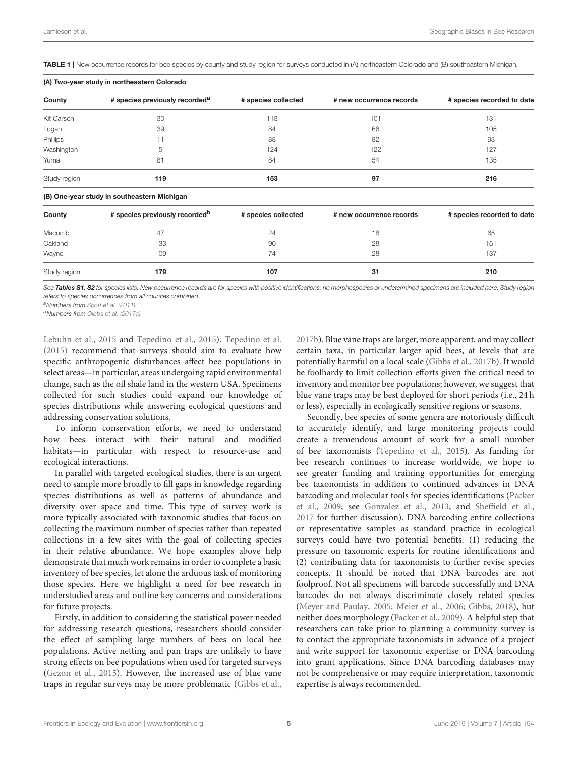**TABLE 1 |** New occurrence records for bee species by county and study region for surveys conducted in (A) northeastern Colorado and (B) southeastern Michigan.

**(A) Two-year study in northeastern Colorado**

| County | # species previously recorded[a] | # species collected | # new occurrence records | # species recorded to date |
|---|---|---|---|---|
| Kit Carson | 30 | 113 | 101 | 131 |
| Logan | 39 | 84 | 66 | 105 |
| Phillips | 11 | 88 | 82 | 93 |
| Washington | 5 | 124 | 122 | 127 |
| Yuma | 81 | 84 | 54 | 135 |
| Study region | **119** | **153** | **97** | **216** |

**(B) One-year study in southeastern Michigan**

| County | # species previously recorded[b] | # species collected | # new occurrence records | # species recorded to date |
|---|---|---|---|---|
| Macomb | 47 | 24 | 18 | 65 |
| Oakland | 133 | 90 | 28 | 161 |
| Wayne | 109 | 74 | 28 | 137 |
| Study region | **179** | **107** | **31** | **210** |

*See **Tables S1, S2** for species lists. New occurrence records are for species with positive identifications; no morphospecies or undetermined specimens are included here. Study region refers to species occurrences from all counties combined.*

[a]*Numbers from Scott et al. (2011).*

[b]*Numbers from Gibbs et al. (2017a).*

Lebuhn et al., 2015 and Tepedino et al., 2015). Tepedino et al. (2015) recommend that surveys should aim to evaluate how specific anthropogenic disturbances affect bee populations in select areas—in particular, areas undergoing rapid environmental change, such as the oil shale land in the western USA. Specimens collected for such studies could expand our knowledge of species distributions while answering ecological questions and addressing conservation solutions.

To inform conservation efforts, we need to understand how bees interact with their natural and modified habitats—in particular with respect to resource-use and ecological interactions.

In parallel with targeted ecological studies, there is an urgent need to sample more broadly to fill gaps in knowledge regarding species distributions as well as patterns of abundance and diversity over space and time. This type of survey work is more typically associated with taxonomic studies that focus on collecting the maximum number of species rather than repeated collections in a few sites with the goal of collecting species in their relative abundance. We hope examples above help demonstrate that much work remains in order to complete a basic inventory of bee species, let alone the arduous task of monitoring those species. Here we highlight a need for bee research in understudied areas and outline key concerns and considerations for future projects.

Firstly, in addition to considering the statistical power needed for addressing research questions, researchers should consider the effect of sampling large numbers of bees on local bee populations. Active netting and pan traps are unlikely to have strong effects on bee populations when used for targeted surveys (Gezon et al., 2015). However, the increased use of blue vane traps in regular surveys may be more problematic (Gibbs et al., 2017b). Blue vane traps are larger, more apparent, and may collect certain taxa, in particular larger apid bees, at levels that are potentially harmful on a local scale (Gibbs et al., 2017b). It would be foolhardy to limit collection efforts given the critical need to inventory and monitor bee populations; however, we suggest that blue vane traps may be best deployed for short periods (i.e., 24 h or less), especially in ecologically sensitive regions or seasons.

Secondly, bee species of some genera are notoriously difficult to accurately identify, and large monitoring projects could create a tremendous amount of work for a small number of bee taxonomists (Tepedino et al., 2015). As funding for bee research continues to increase worldwide, we hope to see greater funding and training opportunities for emerging bee taxonomists in addition to continued advances in DNA barcoding and molecular tools for species identifications (Packer et al., 2009; see Gonzalez et al., 2013; and Sheffield et al., 2017 for further discussion). DNA barcoding entire collections or representative samples as standard practice in ecological surveys could have two potential benefits: (1) reducing the pressure on taxonomic experts for routine identifications and (2) contributing data for taxonomists to further revise species concepts. It should be noted that DNA barcodes are not foolproof. Not all specimens will barcode successfully and DNA barcodes do not always discriminate closely related species (Meyer and Paulay, 2005; Meier et al., 2006; Gibbs, 2018), but neither does morphology (Packer et al., 2009). A helpful step that researchers can take prior to planning a community survey is to contact the appropriate taxonomists in advance of a project and write support for taxonomic expertise or DNA barcoding into grant applications. Since DNA barcoding databases may not be comprehensive or may require interpretation, taxonomic expertise is always recommended.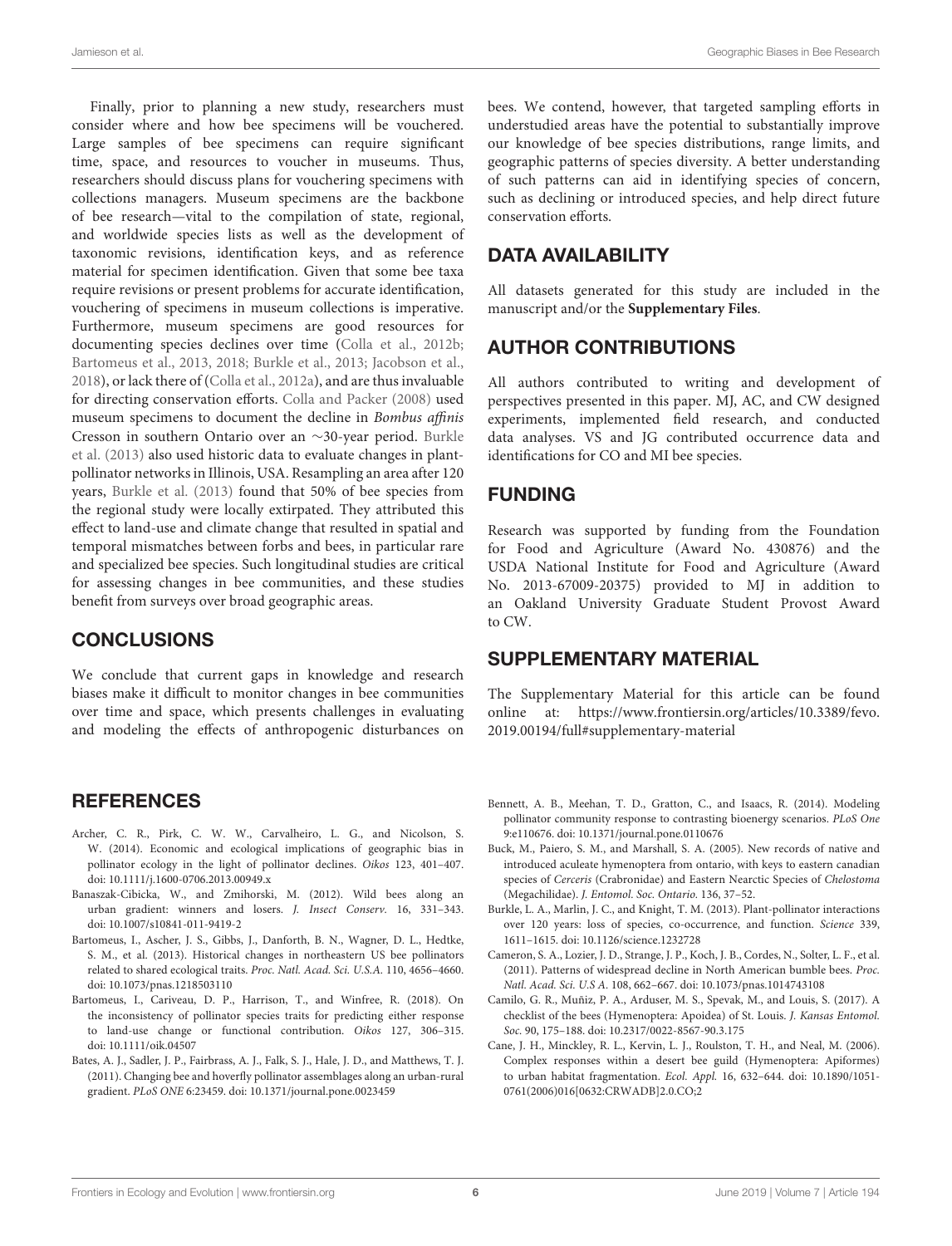Finally, prior to planning a new study, researchers must consider where and how bee specimens will be vouchered. Large samples of bee specimens can require significant time, space, and resources to voucher in museums. Thus, researchers should discuss plans for vouchering specimens with collections managers. Museum specimens are the backbone of bee research—vital to the compilation of state, regional, and worldwide species lists as well as the development of taxonomic revisions, identification keys, and as reference material for specimen identification. Given that some bee taxa require revisions or present problems for accurate identification, vouchering of specimens in museum collections is imperative. Furthermore, museum specimens are good resources for documenting species declines over time (Colla et al., 2012b; Bartomeus et al., 2013, 2018; Burkle et al., 2013; Jacobson et al., 2018), or lack there of (Colla et al., 2012a), and are thus invaluable for directing conservation efforts. Colla and Packer (2008) used museum specimens to document the decline in *Bombus affinis* Cresson in southern Ontario over an ∼30-year period. Burkle et al. (2013) also used historic data to evaluate changes in plant-pollinator networks in Illinois, USA. Resampling an area after 120 years, Burkle et al. (2013) found that 50% of bee species from the regional study were locally extirpated. They attributed this effect to land-use and climate change that resulted in spatial and temporal mismatches between forbs and bees, in particular rare and specialized bee species. Such longitudinal studies are critical for assessing changes in bee communities, and these studies benefit from surveys over broad geographic areas.

## CONCLUSIONS

We conclude that current gaps in knowledge and research biases make it difficult to monitor changes in bee communities over time and space, which presents challenges in evaluating and modeling the effects of anthropogenic disturbances on bees. We contend, however, that targeted sampling efforts in understudied areas have the potential to substantially improve our knowledge of bee species distributions, range limits, and geographic patterns of species diversity. A better understanding of such patterns can aid in identifying species of concern, such as declining or introduced species, and help direct future conservation efforts.

## DATA AVAILABILITY

All datasets generated for this study are included in the manuscript and/or the **Supplementary Files**.

## AUTHOR CONTRIBUTIONS

All authors contributed to writing and development of perspectives presented in this paper. MJ, AC, and CW designed experiments, implemented field research, and conducted data analyses. VS and JG contributed occurrence data and identifications for CO and MI bee species.

## FUNDING

Research was supported by funding from the Foundation for Food and Agriculture (Award No. 430876) and the USDA National Institute for Food and Agriculture (Award No. 2013-67009-20375) provided to MJ in addition to an Oakland University Graduate Student Provost Award to CW.

## SUPPLEMENTARY MATERIAL

The Supplementary Material for this article can be found online at: https://www.frontiersin.org/articles/10.3389/fevo.2019.00194/full#supplementary-material

## REFERENCES

Archer, C. R., Pirk, C. W. W., Carvalheiro, L. G., and Nicolson, S. W. (2014). Economic and ecological implications of geographic bias in pollinator ecology in the light of pollinator declines. *Oikos* 123, 401–407. doi: 10.1111/j.1600-0706.2013.00949.x

Banaszak-Cibicka, W., and Zmihorski, M. (2012). Wild bees along an urban gradient: winners and losers. *J. Insect Conserv*. 16, 331–343. doi: 10.1007/s10841-011-9419-2

Bartomeus, I., Ascher, J. S., Gibbs, J., Danforth, B. N., Wagner, D. L., Hedtke, S. M., et al. (2013). Historical changes in northeastern US bee pollinators related to shared ecological traits. *Proc. Natl. Acad. Sci. U.S.A*. 110, 4656–4660. doi: 10.1073/pnas.1218503110

Bartomeus, I., Cariveau, D. P., Harrison, T., and Winfree, R. (2018). On the inconsistency of pollinator species traits for predicting either response to land-use change or functional contribution. *Oikos* 127, 306–315. doi: 10.1111/oik.04507

Bates, A. J., Sadler, J. P., Fairbrass, A. J., Falk, S. J., Hale, J. D., and Matthews, T. J. (2011). Changing bee and hoverfly pollinator assemblages along an urban-rural gradient. *PLoS ONE* 6:23459. doi: 10.1371/journal.pone.0023459

Bennett, A. B., Meehan, T. D., Gratton, C., and Isaacs, R. (2014). Modeling pollinator community response to contrasting bioenergy scenarios. *PLoS One* 9:e110676. doi: 10.1371/journal.pone.0110676

Buck, M., Paiero, S. M., and Marshall, S. A. (2005). New records of native and introduced aculeate hymenoptera from ontario, with keys to eastern canadian species of *Cerceris* (Crabronidae) and Eastern Nearctic Species of *Chelostoma* (Megachilidae). *J. Entomol. Soc. Ontario*. 136, 37–52.

Burkle, L. A., Marlin, J. C., and Knight, T. M. (2013). Plant-pollinator interactions over 120 years: loss of species, co-occurrence, and function. *Science* 339, 1611–1615. doi: 10.1126/science.1232728

Cameron, S. A., Lozier, J. D., Strange, J. P., Koch, J. B., Cordes, N., Solter, L. F., et al. (2011). Patterns of widespread decline in North American bumble bees. *Proc. Natl. Acad. Sci. U.S.A*. 108, 662–667. doi: 10.1073/pnas.1014743108

Camilo, G. R., Muñiz, P. A., Arduser, M. S., Spevak, M., and Louis, S. (2017). A checklist of the bees (Hymenoptera: Apoidea) of St. Louis. *J. Kansas Entomol. Soc*. 90, 175–188. doi: 10.2317/0022-8567-90.3.175

Cane, J. H., Minckley, R. L., Kervin, L. J., Roulston, T. H., and Neal, M. (2006). Complex responses within a desert bee guild (Hymenoptera: Apiformes) to urban habitat fragmentation. *Ecol. Appl*. 16, 632–644. doi: 10.1890/1051-0761(2006)016[0632:CRWADB]2.0.CO;2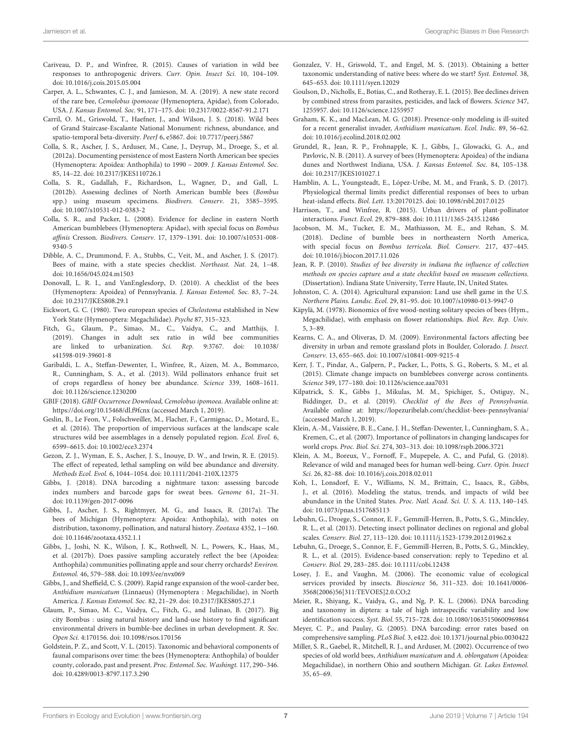Cariveau, D. P., and Winfree, R. (2015). Causes of variation in wild bee responses to anthropogenic drivers. *Curr. Opin. Insect Sci.* 10, 104–109. doi: 10.1016/j.cois.2015.05.004

Carper, A. L., Schwantes, C. J., and Jamieson, M. A. (2019). A new state record of the rare bee, *Cemolobus ipomoeae* (Hymenoptera, Apidae), from Colorado, USA. *J. Kansas Entomol. Soc.* 91, 171–175. doi: 10.2317/0022-8567-91.2.171

Carril, O. M., Griswold, T., Haefner, J., and Wilson, J. S. (2018). Wild bees of Grand Staircase-Escalante National Monument: richness, abundance, and spatio-temporal beta-diversity. *PeerJ* 6, e5867. doi: 10.7717/peerj.5867

Colla, S. R., Ascher, J. S., Arduser, M., Cane, J., Deyrup, M., Droege, S., et al. (2012a). Documenting persistence of most Eastern North American bee species (Hymenoptera: Apoidea: Anthophila) to 1990 – 2009. *J. Kansas Entomol. Soc.* 85, 14–22. doi: 10.2317/JKES110726.1

Colla, S. R., Gadallah, F., Richardson, L., Wagner, D., and Gall, L. (2012b). Assessing declines of North American bumble bees (*Bombus* spp.) using museum specimens. *Biodivers. Conserv.* 21, 3585–3595. doi: 10.1007/s10531-012-0383-2

Colla, S. R., and Packer, L. (2008). Evidence for decline in eastern North American bumblebees (Hymenoptera: Apidae), with special focus on *Bombus affinis* Cresson. *Biodivers. Conserv.* 17, 1379–1391. doi: 10.1007/s10531-008-9340-5

Dibble, A. C., Drummond, F. A., Stubbs, C., Veit, M., and Ascher, J. S. (2017). Bees of maine, with a state species checklist. *Northeast. Nat.* 24, 1–48. doi: 10.1656/045.024.m1503

Donovall, L. R. I., and VanEnglesdorp, D. (2010). A checklist of the bees (Hymenoptera: Apoidea) of Pennsylvania. *J. Kansas Entomol. Soc.* 83, 7–24. doi: 10.2317/JKES808.29.1

Eickwort, G. C. (1980). Two european species of *Chelostoma* established in New York State (Hymenoptera: Megachilidae). *Psyche* 87, 315–323.

Fitch, G., Glaum, P., Simao, M., C., Vaidya, C., and Matthijs, J. (2019). Changes in adult sex ratio in wild bee communities are linked to urbanization. *Sci. Rep.* 9:3767. doi: 10.1038/s41598-019-39601-8

Garibaldi, L. A., Steffan-Dewenter, I., Winfree, R., Aizen, M. A., Bommarco, R., Cunningham, S. A., et al. (2013). Wild pollinators enhance fruit set of crops regardless of honey bee abundance. *Science* 339, 1608–1611. doi: 10.1126/science.1230200

GBIF (2018). *GBIF Occurrence Download, Cemolobus ipomoea*. Available online at: https://doi.org/10.15468/dl.f9fcnx (accessed March 1, 2019).

Geslin, B., Le Feon, V., Folschweiller, M., Flacher, F., Carmignac, D., Motard, E., et al. (2016). The proportion of impervious surfaces at the landscape scale structures wild bee assemblages in a densely populated region. *Ecol. Evol.* 6, 6599–6615. doi: 10.1002/ece3.2374

Gezon, Z. J., Wyman, E. S., Ascher, J. S., Inouye, D. W., and Irwin, R. E. (2015). The effect of repeated, lethal sampling on wild bee abundance and diversity. *Methods Ecol. Evol.* 6, 1044–1054. doi: 10.1111/2041-210X.12375

Gibbs, J. (2018). DNA barcoding a nightmare taxon: assessing barcode index numbers and barcode gaps for sweat bees. *Genome* 61, 21–31. doi: 10.1139/gen-2017-0096

Gibbs, J., Ascher, J. S., Rightmyer, M. G., and Isaacs, R. (2017a). The bees of Michigan (Hymenoptera: Apoidea: Anthophila), with notes on distribution, taxonomy, pollination, and natural history. *Zootaxa* 4352, 1—160. doi: 10.11646/zootaxa.4352.1.1

Gibbs, J., Joshi, N. K., Wilson, J. K., Rothwell, N. L., Powers, K., Haas, M., et al. (2017b). Does passive sampling accurately reflect the bee (Apoidea: Anthophila) communities pollinating apple and sour cherry orchards? *Environ. Entomol.* 46, 579–588. doi: 10.1093/ee/nvx069

Gibbs, J., and Sheffield, C. S. (2009). Rapid range expansion of the wool-carder bee, *Anthidium manicatum* (Linnaeus) (Hymenoptera : Megachilidae), in North America. *J. Kansas Entomol. Soc.* 82, 21–29. doi: 10.2317/JKES805.27.1

Glaum, P., Simao, M. C., Vaidya, C., Fitch, G., and Iulinao, B. (2017). Big city Bombus : using natural history and land-use history to find significant environmental drivers in bumble-bee declines in urban development. *R. Soc. Open Sci.* 4:170156. doi: 10.1098/rsos.170156

Goldstein, P. Z., and Scott, V. L. (2015). Taxonomic and behavioral components of faunal comparisons over time: the bees (Hymenoptera: Anthophila) of boulder county, colorado, past and present. *Proc. Entomol. Soc. Washingt.* 117, 290–346. doi: 10.4289/0013-8797.117.3.290

Gonzalez, V. H., Griswold, T., and Engel, M. S. (2013). Obtaining a better taxonomic understanding of native bees: where do we start? *Syst. Entomol.* 38, 645–653. doi: 10.1111/syen.12029

Goulson, D., Nicholls, E., Botías, C., and Rotheray, E. L. (2015). Bee declines driven by combined stress from parasites, pesticides, and lack of flowers. *Science* 347, 1255957. doi: 10.1126/science.1255957

Graham, K. K., and MacLean, M. G. (2018). Presence-only modeling is ill-suited for a recent generalist invader, *Anthidium manicatum*. *Ecol. Indic.* 89, 56–62. doi: 10.1016/j.ecolind.2018.02.002

Grundel, R., Jean, R. P., Frohnapple, K. J., Gibbs, J., Glowacki, G. A., and Pavlovic, N. B. (2011). A survey of bees (Hymenoptera: Apoidea) of the indiana dunes and Northwest Indiana, USA. *J. Kansas Entomol. Soc.* 84, 105–138. doi: 10.2317/JKES101027.1

Hamblin, A. L., Youngsteadt, E., López-Uribe, M. M., and Frank, S. D. (2017). Physiological thermal limits predict differential responses of bees to urban heat-island effects. *Biol. Lett.* 13:20170125. doi: 10.1098/rsbl.2017.0125

Harrison, T., and Winfree, R. (2015). Urban drivers of plant-pollinator interactions. *Funct. Ecol.* 29, 879–888. doi: 10.1111/1365-2435.12486

Jacobson, M. M., Tucker, E. M., Mathiasson, M. E., and Rehan, S. M. (2018). Decline of bumble bees in northeastern North America, with special focus on *Bombus terricola*. *Biol. Conserv.* 217, 437–445. doi: 10.1016/j.biocon.2017.11.026

Jean, R. P. (2010). *Studies of bee diversity in indiana the influence of collection methods on species capture and a state checklist based on museum collections*. (Dissertation). Indiana State University, Terre Haute, IN, United States.

Johnston, C. A. (2014). Agricultural expansion: Land use shell game in the U.S. *Northern Plains. Landsc. Ecol.* 29, 81–95. doi: 10.1007/s10980-013-9947-0

Käpylä, M. (1978). Bionomics of five wood-nesting solitary species of bees (Hym., Megachilidae), with emphasis on flower relationships. *Biol. Rev. Rep. Univ.* 5, 3–89.

Kearns, C. A., and Oliveras, D. M. (2009). Environmental factors affecting bee diversity in urban and remote grassland plots in Boulder, Colorado. *J. Insect. Conserv.* 13, 655–665. doi: 10.1007/s10841-009-9215-4

Kerr, J. T., Pindar, A., Galpern, P., Packer, L., Potts, S. G., Roberts, S. M., et al. (2015). Climate change impacts on bumblebees converge across continents. *Science* 349, 177–180. doi: 10.1126/science.aaa7031

Kilpatrick, S. K., Gibbs J., Mikulas, M. M., Spichiger, S., Ostiguy, N., Biddinger, D., et al. (2019). *Checklist of the Bees of Pennsylvania*. Available online at: https://lopezuribelab.com/checklist-bees-pennsylvania/ (accessed March 1, 2019).

Klein, A.-M., Vaissière, B. E., Cane, J. H., Steffan-Dewenter, I., Cunningham, S. A., Kremen, C., et al. (2007). Importance of pollinators in changing landscapes for world crops. *Proc. Biol. Sci.* 274, 303–313. doi: 10.1098/rspb.2006.3721

Klein, A. M., Boreux, V., Fornoff, F., Mupepele, A. C., and Pufal, G. (2018). Relevance of wild and managed bees for human well-being. *Curr. Opin. Insect Sci.* 26, 82–88. doi: 10.1016/j.cois.2018.02.011

Koh, I., Lonsdorf, E. V., Williams, N. M., Brittain, C., Isaacs, R., Gibbs, J., et al. (2016). Modeling the status, trends, and impacts of wild bee abundance in the United States. *Proc. Natl. Acad. Sci. U. S. A.* 113, 140–145. doi: 10.1073/pnas.1517685113

Lebuhn, G., Droege, S., Connor, E. F., Gemmill-Herren, B., Potts, S. G., Minckley, R. L., et al. (2013). Detecting insect pollinator declines on regional and global scales. *Conserv. Biol.* 27, 113–120. doi: 10.1111/j.1523-1739.2012.01962.x

Lebuhn, G., Droege, S., Connor, E. F., Gemmill-Herren, B., Potts, S. G., Minckley, R. L., et al. (2015). Evidence-based conservation: reply to Tepedino et al. *Conserv. Biol.* 29, 283–285. doi: 10.1111/cobi.12438

Losey, J. E., and Vaughn, M. (2006). The economic value of ecological services provided by insects. *Bioscience* 56, 311–323. doi: 10.1641/0006-3568(2006)56[311:TEVOES]2.0.CO;2

Meier, R., Shiyang, K., Vaidya, G., and Ng, P. K. L. (2006). DNA barcoding and taxonomy in diptera: a tale of high intraspecific variability and low identification success. *Syst. Biol.* 55, 715–728. doi: 10.1080/10635150600969864

Meyer, C. P., and Paulay, G. (2005). DNA barcoding: error rates based on comprehensive sampling. *PLoS Biol.* 3, e422. doi: 10.1371/journal.pbio.0030422

Miller, S. R., Gaebel, R., Mitchell, R. J., and Arduser, M. (2002). Occurrence of two species of old world bees, *Anthidium manicatum* and *A. oblongatum* (Apoidea: Megachilidae), in northern Ohio and southern Michigan. *Gt. Lakes Entomol.* 35, 65–69.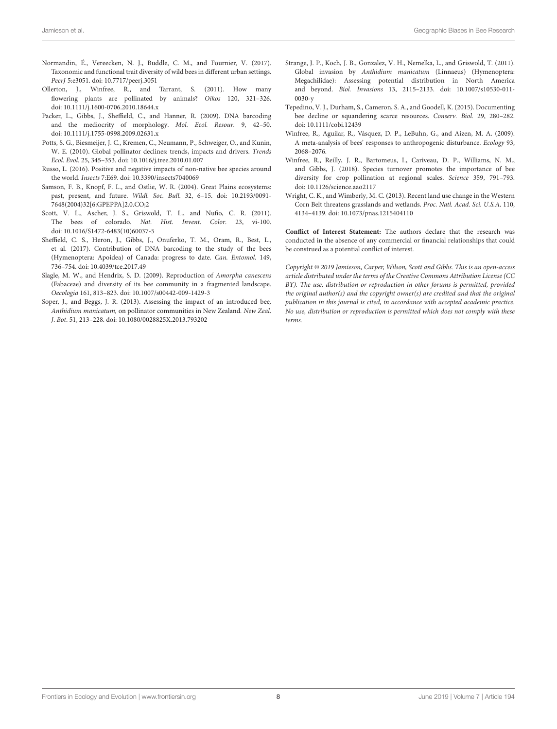Normandin, É., Vereecken, N. J., Buddle, C. M., and Fournier, V. (2017). Taxonomic and functional trait diversity of wild bees in different urban settings. *PeerJ* 5:e3051. doi: 10.7717/peerj.3051

Ollerton, J., Winfree, R., and Tarrant, S. (2011). How many flowering plants are pollinated by animals? *Oikos* 120, 321–326. doi: 10.1111/j.1600-0706.2010.18644.x

Packer, L., Gibbs, J., Sheffield, C., and Hanner, R. (2009). DNA barcoding and the mediocrity of morphology. *Mol. Ecol. Resour.* 9, 42–50. doi: 10.1111/j.1755-0998.2009.02631.x

Potts, S. G., Biesmeijer, J. C., Kremen, C., Neumann, P., Schweiger, O., and Kunin, W. E. (2010). Global pollinator declines: trends, impacts and drivers. *Trends Ecol. Evol.* 25, 345–353. doi: 10.1016/j.tree.2010.01.007

Russo, L. (2016). Positive and negative impacts of non-native bee species around the world. *Insects* 7:E69. doi: 10.3390/insects7040069

Samson, F. B., Knopf, F. L., and Ostlie, W. R. (2004). Great Plains ecosystems: past, present, and future. *Wildl. Soc. Bull.* 32, 6–15. doi: 10.2193/0091-7648(2004)32[6:GPEPPA]2.0.CO;2

Scott, V. L., Ascher, J. S., Griswold, T. L., and Nufio, C. R. (2011). The bees of colorado. *Nat. Hist. Invent. Color.* 23, vi-100. doi: 10.1016/S1472-6483(10)60037-5

Sheffield, C. S., Heron, J., Gibbs, J., Onuferko, T. M., Oram, R., Best, L., et al. (2017). Contribution of DNA barcoding to the study of the bees (Hymenoptera: Apoidea) of Canada: progress to date. *Can. Entomol.* 149, 736–754. doi: 10.4039/tce.2017.49

Slagle, M. W., and Hendrix, S. D. (2009). Reproduction of *Amorpha canescens* (Fabaceae) and diversity of its bee community in a fragmented landscape. *Oecologia* 161, 813–823. doi: 10.1007/s00442-009-1429-3

Soper, J., and Beggs, J. R. (2013). Assessing the impact of an introduced bee, *Anthidium manicatum*, on pollinator communities in New Zealand. *New Zeal. J. Bot.* 51, 213–228. doi: 10.1080/0028825X.2013.793202

Strange, J. P., Koch, J. B., Gonzalez, V. H., Nemelka, L., and Griswold, T. (2011). Global invasion by *Anthidium manicatum* (Linnaeus) (Hymenoptera: Megachilidae): Assessing potential distribution in North America and beyond. *Biol. Invasions* 13, 2115–2133. doi: 10.1007/s10530-011-0030-y

Tepedino, V. J., Durham, S., Cameron, S. A., and Goodell, K. (2015). Documenting bee decline or squandering scarce resources. *Conserv. Biol.* 29, 280–282. doi: 10.1111/cobi.12439

Winfree, R., Aguilar, R., Vásquez, D. P., LeBuhn, G., and Aizen, M. A. (2009). A meta-analysis of bees' responses to anthropogenic disturbance. *Ecology* 93, 2068–2076.

Winfree, R., Reilly, J. R., Bartomeus, I., Cariveau, D. P., Williams, N. M., and Gibbs, J. (2018). Species turnover promotes the importance of bee diversity for crop pollination at regional scales. *Science* 359, 791–793. doi: 10.1126/science.aao2117

Wright, C. K., and Wimberly, M. C. (2013). Recent land use change in the Western Corn Belt threatens grasslands and wetlands. *Proc. Natl. Acad. Sci. U.S.A.* 110, 4134–4139. doi: 10.1073/pnas.1215404110

**Conflict of Interest Statement:** The authors declare that the research was conducted in the absence of any commercial or financial relationships that could be construed as a potential conflict of interest.

*Copyright © 2019 Jamieson, Carper, Wilson, Scott and Gibbs. This is an open-access article distributed under the terms of the Creative Commons Attribution License (CC BY). The use, distribution or reproduction in other forums is permitted, provided the original author(s) and the copyright owner(s) are credited and that the original publication in this journal is cited, in accordance with accepted academic practice. No use, distribution or reproduction is permitted which does not comply with these terms.*